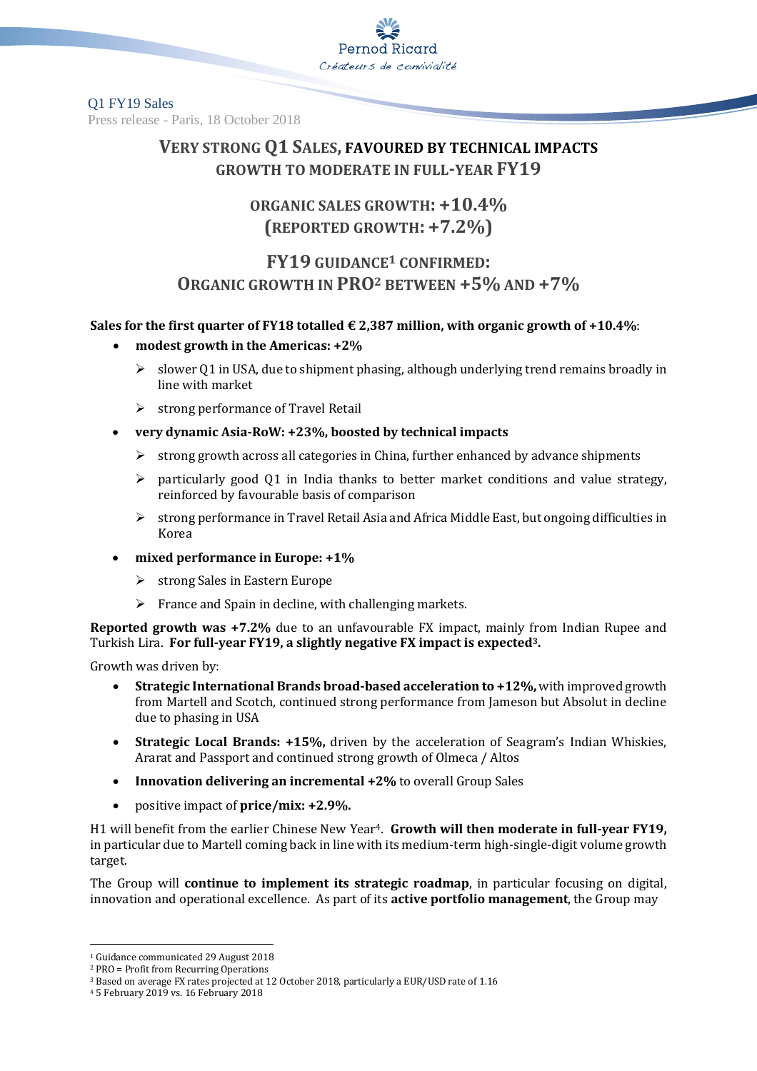Q1 FY19 Sales

Press release - Paris, 18 October 2018

# VERY STRONG Q1 SALES, FAVOURED BY TECHNICAL IMPACTS
## GROWTH TO MODERATE IN FULL-YEAR FY19

## ORGANIC SALES GROWTH: +10.4%
## (REPORTED GROWTH: +7.2%)

## FY19 GUIDANCE[1] CONFIRMED:
## ORGANIC GROWTH IN PRO[2] BETWEEN +5% AND +7%

**Sales for the first quarter of FY18 totalled € 2,387 million, with organic growth of +10.4%**:

- **modest growth in the Americas: +2%**
  - slower Q1 in USA, due to shipment phasing, although underlying trend remains broadly in line with market
  - strong performance of Travel Retail
- **very dynamic Asia-RoW: +23%, boosted by technical impacts**
  - strong growth across all categories in China, further enhanced by advance shipments
  - particularly good Q1 in India thanks to better market conditions and value strategy, reinforced by favourable basis of comparison
  - strong performance in Travel Retail Asia and Africa Middle East, but ongoing difficulties in Korea
- **mixed performance in Europe: +1%**
  - strong Sales in Eastern Europe
  - France and Spain in decline, with challenging markets.

**Reported growth was +7.2%** due to an unfavourable FX impact, mainly from Indian Rupee and Turkish Lira. **For full-year FY19, a slightly negative FX impact is expected[3].**

Growth was driven by:

- **Strategic International Brands broad-based acceleration to +12%,** with improved growth from Martell and Scotch, continued strong performance from Jameson but Absolut in decline due to phasing in USA
- **Strategic Local Brands: +15%,** driven by the acceleration of Seagram's Indian Whiskies, Ararat and Passport and continued strong growth of Olmeca / Altos
- **Innovation delivering an incremental +2%** to overall Group Sales
- positive impact of **price/mix: +2.9%.**

H1 will benefit from the earlier Chinese New Year[4]. **Growth will then moderate in full-year FY19,** in particular due to Martell coming back in line with its medium-term high-single-digit volume growth target.

The Group will **continue to implement its strategic roadmap**, in particular focusing on digital, innovation and operational excellence. As part of its **active portfolio management**, the Group may

---

[1] Guidance communicated 29 August 2018

[2] PRO = Profit from Recurring Operations

[3] Based on average FX rates projected at 12 October 2018, particularly a EUR/USD rate of 1.16

[4] 5 February 2019 vs. 16 February 2018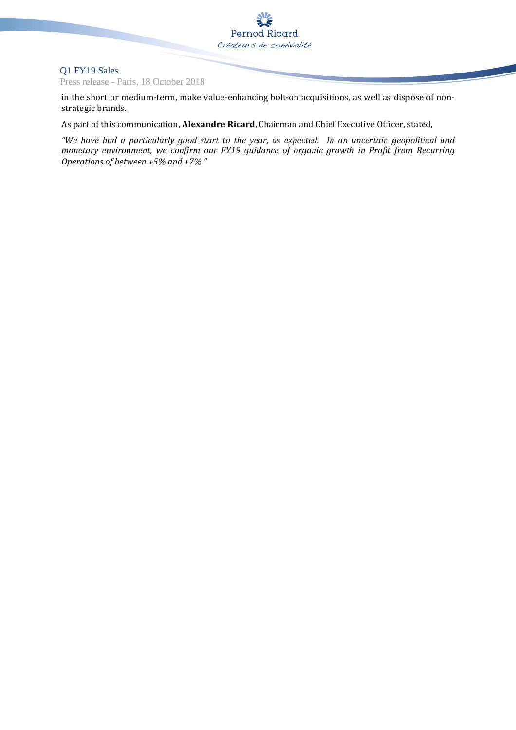in the short or medium-term, make value-enhancing bolt-on acquisitions, as well as dispose of non-strategic brands.

As part of this communication, **Alexandre Ricard**, Chairman and Chief Executive Officer, stated,

*"We have had a particularly good start to the year, as expected. In an uncertain geopolitical and monetary environment, we confirm our FY19 guidance of organic growth in Profit from Recurring Operations of between +5% and +7%."*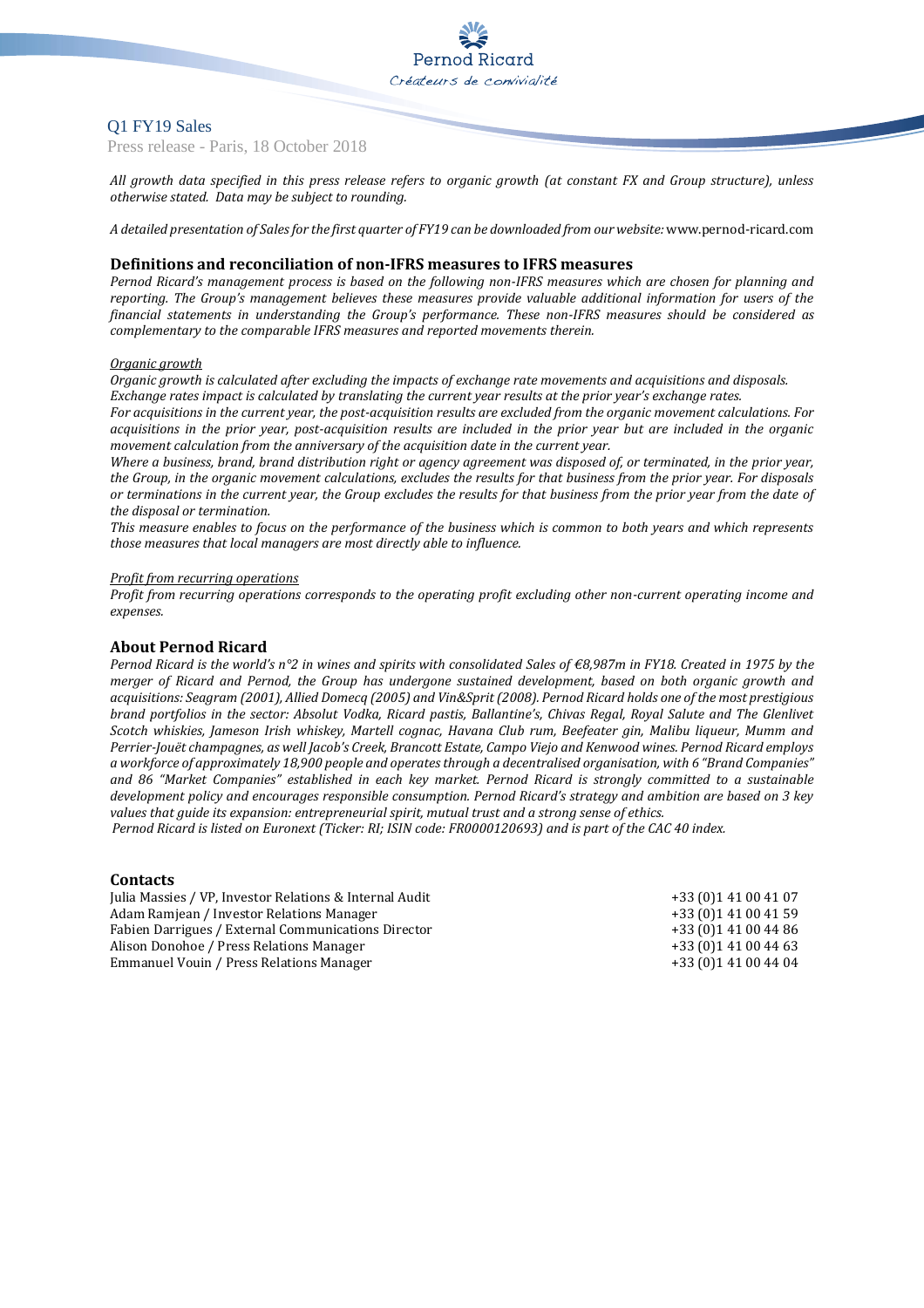*All growth data specified in this press release refers to organic growth (at constant FX and Group structure), unless otherwise stated. Data may be subject to rounding.*

*A detailed presentation of Sales for the first quarter of FY19 can be downloaded from our website:* www.pernod-ricard.com

## Definitions and reconciliation of non-IFRS measures to IFRS measures

*Pernod Ricard's management process is based on the following non-IFRS measures which are chosen for planning and reporting. The Group's management believes these measures provide valuable additional information for users of the financial statements in understanding the Group's performance. These non-IFRS measures should be considered as complementary to the comparable IFRS measures and reported movements therein.*

*Organic growth*

*Organic growth is calculated after excluding the impacts of exchange rate movements and acquisitions and disposals.*
*Exchange rates impact is calculated by translating the current year results at the prior year's exchange rates.*
*For acquisitions in the current year, the post-acquisition results are excluded from the organic movement calculations. For acquisitions in the prior year, post-acquisition results are included in the prior year but are included in the organic movement calculation from the anniversary of the acquisition date in the current year.*
*Where a business, brand, brand distribution right or agency agreement was disposed of, or terminated, in the prior year, the Group, in the organic movement calculations, excludes the results for that business from the prior year. For disposals or terminations in the current year, the Group excludes the results for that business from the prior year from the date of the disposal or termination.*
*This measure enables to focus on the performance of the business which is common to both years and which represents those measures that local managers are most directly able to influence.*

*Profit from recurring operations*

*Profit from recurring operations corresponds to the operating profit excluding other non-current operating income and expenses.*

## About Pernod Ricard

*Pernod Ricard is the world's n°2 in wines and spirits with consolidated Sales of €8,987m in FY18. Created in 1975 by the merger of Ricard and Pernod, the Group has undergone sustained development, based on both organic growth and acquisitions: Seagram (2001), Allied Domecq (2005) and Vin&Sprit (2008). Pernod Ricard holds one of the most prestigious brand portfolios in the sector: Absolut Vodka, Ricard pastis, Ballantine's, Chivas Regal, Royal Salute and The Glenlivet Scotch whiskies, Jameson Irish whiskey, Martell cognac, Havana Club rum, Beefeater gin, Malibu liqueur, Mumm and Perrier-Jouët champagnes, as well Jacob's Creek, Brancott Estate, Campo Viejo and Kenwood wines. Pernod Ricard employs a workforce of approximately 18,900 people and operates through a decentralised organisation, with 6 "Brand Companies" and 86 "Market Companies" established in each key market. Pernod Ricard is strongly committed to a sustainable development policy and encourages responsible consumption. Pernod Ricard's strategy and ambition are based on 3 key values that guide its expansion: entrepreneurial spirit, mutual trust and a strong sense of ethics.*
*Pernod Ricard is listed on Euronext (Ticker: RI; ISIN code: FR0000120693) and is part of the CAC 40 index.*

## Contacts

| | |
|---|---|
| Julia Massies / VP, Investor Relations & Internal Audit | +33 (0)1 41 00 41 07 |
| Adam Ramjean / Investor Relations Manager | +33 (0)1 41 00 41 59 |
| Fabien Darrigues / External Communications Director | +33 (0)1 41 00 44 86 |
| Alison Donohoe / Press Relations Manager | +33 (0)1 41 00 44 63 |
| Emmanuel Vouin / Press Relations Manager | +33 (0)1 41 00 44 04 |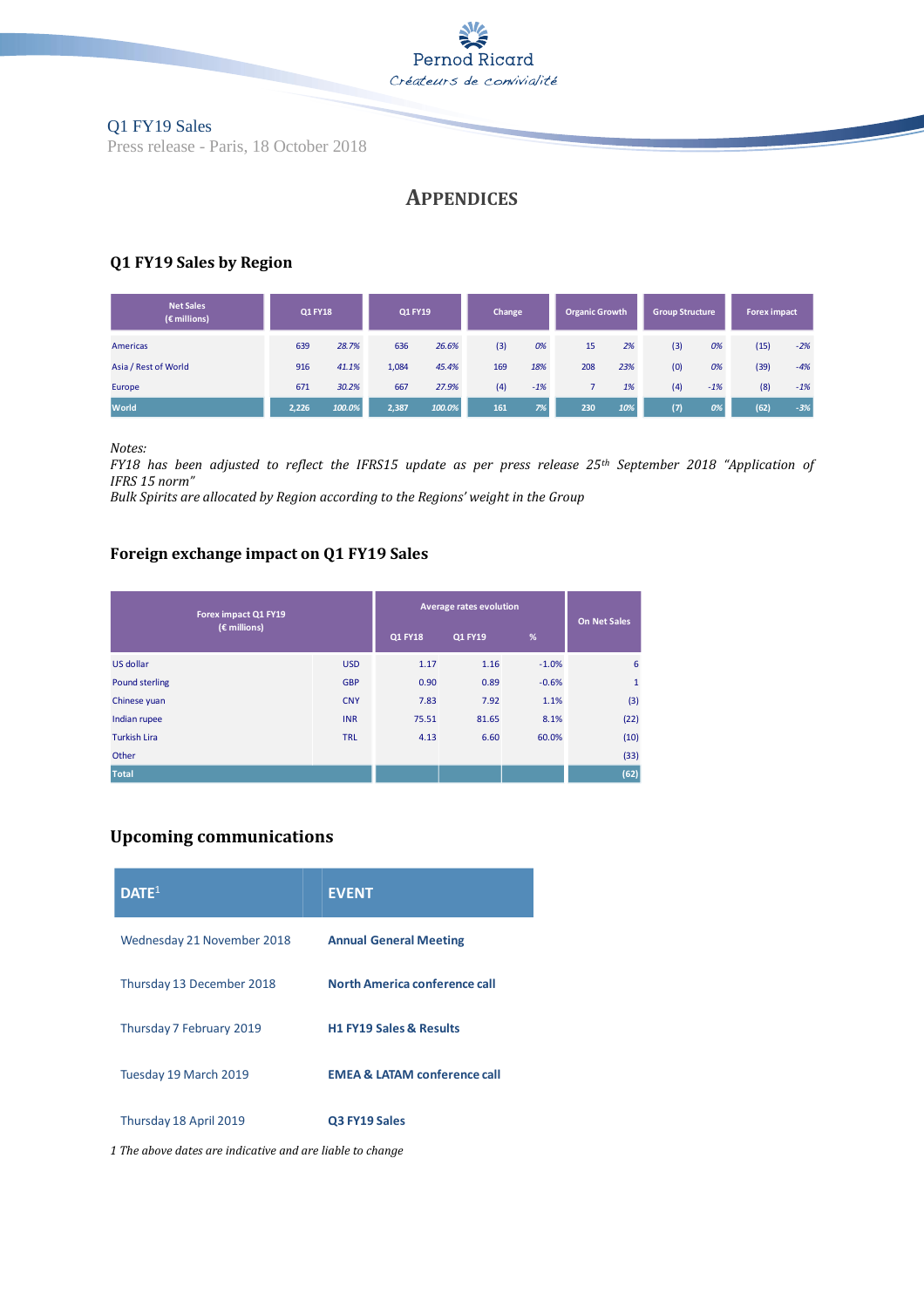Q1 FY19 Sales

Press release - Paris, 18 October 2018

# APPENDICES

## Q1 FY19 Sales by Region

| Net Sales (€ millions) | Q1 FY18 | | Q1 FY19 | | Change | | Organic Growth | | Group Structure | | Forex impact | |
|---|---|---|---|---|---|---|---|---|---|---|---|---|
| Americas | 639 | *28.7%* | 636 | *26.6%* | (3) | *0%* | 15 | *2%* | (3) | *0%* | (15) | *-2%* |
| Asia / Rest of World | 916 | *41.1%* | 1,084 | *45.4%* | 169 | *18%* | 208 | *23%* | (0) | *0%* | (39) | *-4%* |
| Europe | 671 | *30.2%* | 667 | *27.9%* | (4) | *-1%* | 7 | *1%* | (4) | *-1%* | (8) | *-1%* |
| World | 2,226 | *100.0%* | 2,387 | *100.0%* | 161 | *7%* | 230 | *10%* | (7) | *0%* | (62) | *-3%* |

*Notes:*

*FY18 has been adjusted to reflect the IFRS15 update as per press release 25th September 2018 "Application of IFRS 15 norm"*

*Bulk Spirits are allocated by Region according to the Regions' weight in the Group*

## Foreign exchange impact on Q1 FY19 Sales

| Forex impact Q1 FY19 (€ millions) | | Average rates evolution | | | On Net Sales |
|---|---|---|---|---|---|
| | | Q1 FY18 | Q1 FY19 | % | |
| US dollar | USD | 1.17 | 1.16 | -1.0% | 6 |
| Pound sterling | GBP | 0.90 | 0.89 | -0.6% | 1 |
| Chinese yuan | CNY | 7.83 | 7.92 | 1.1% | (3) |
| Indian rupee | INR | 75.51 | 81.65 | 8.1% | (22) |
| Turkish Lira | TRL | 4.13 | 6.60 | 60.0% | (10) |
| Other | | | | | (33) |
| Total | | | | | (62) |

## Upcoming communications

| DATE[1] | EVENT |
|---|---|
| Wednesday 21 November 2018 | **Annual General Meeting** |
| Thursday 13 December 2018 | **North America conference call** |
| Thursday 7 February 2019 | **H1 FY19 Sales & Results** |
| Tuesday 19 March 2019 | **EMEA & LATAM conference call** |
| Thursday 18 April 2019 | **Q3 FY19 Sales** |

*1 The above dates are indicative and are liable to change*